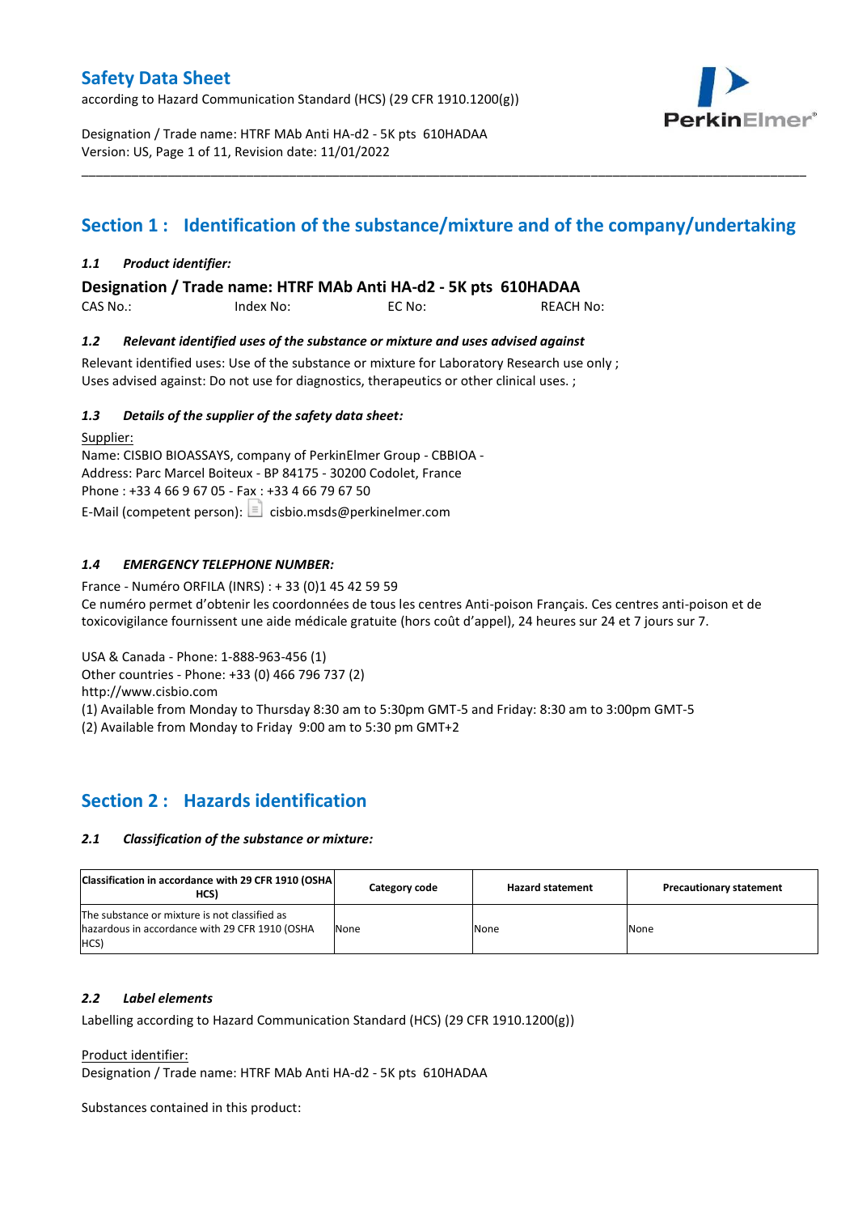# Safety Data Sheet

according to Hazard Communication Standard (HCS) (29 CFR 1910.1200(g))

Designation / Trade name: HTRF MAb Anti HA-d2 - 5K pts 610HADAA
Version: US, Page 1 of 11, Revision date: 11/01/2022

## Section 1 : Identification of the substance/mixture and of the company/undertaking

### *1.1 Product identifier:*

**Designation / Trade name: HTRF MAb Anti HA-d2 - 5K pts 610HADAA**

CAS No.: Index No: EC No: REACH No:

### *1.2 Relevant identified uses of the substance or mixture and uses advised against*

Relevant identified uses: Use of the substance or mixture for Laboratory Research use only ;
Uses advised against: Do not use for diagnostics, therapeutics or other clinical uses. ;

### *1.3 Details of the supplier of the safety data sheet:*

Supplier:
Name: CISBIO BIOASSAYS, company of PerkinElmer Group - CBBIOA -
Address: Parc Marcel Boiteux - BP 84175 - 30200 Codolet, France
Phone : +33 4 66 9 67 05 - Fax : +33 4 66 79 67 50
E-Mail (competent person): cisbio.msds@perkinelmer.com

### *1.4 EMERGENCY TELEPHONE NUMBER:*

France - Numéro ORFILA (INRS) : + 33 (0)1 45 42 59 59
Ce numéro permet d'obtenir les coordonnées de tous les centres Anti-poison Français. Ces centres anti-poison et de toxicovigilance fournissent une aide médicale gratuite (hors coût d'appel), 24 heures sur 24 et 7 jours sur 7.

USA & Canada - Phone: 1-888-963-456 (1)
Other countries - Phone: +33 (0) 466 796 737 (2)
http://www.cisbio.com
(1) Available from Monday to Thursday 8:30 am to 5:30pm GMT-5 and Friday: 8:30 am to 3:00pm GMT-5
(2) Available from Monday to Friday 9:00 am to 5:30 pm GMT+2

## Section 2 : Hazards identification

### *2.1 Classification of the substance or mixture:*

| Classification in accordance with 29 CFR 1910 (OSHA HCS) | Category code | Hazard statement | Precautionary statement |
|---|---|---|---|
| The substance or mixture is not classified as hazardous in accordance with 29 CFR 1910 (OSHA HCS) | None | None | None |

### *2.2 Label elements*

Labelling according to Hazard Communication Standard (HCS) (29 CFR 1910.1200(g))

Product identifier:
Designation / Trade name: HTRF MAb Anti HA-d2 - 5K pts 610HADAA

Substances contained in this product: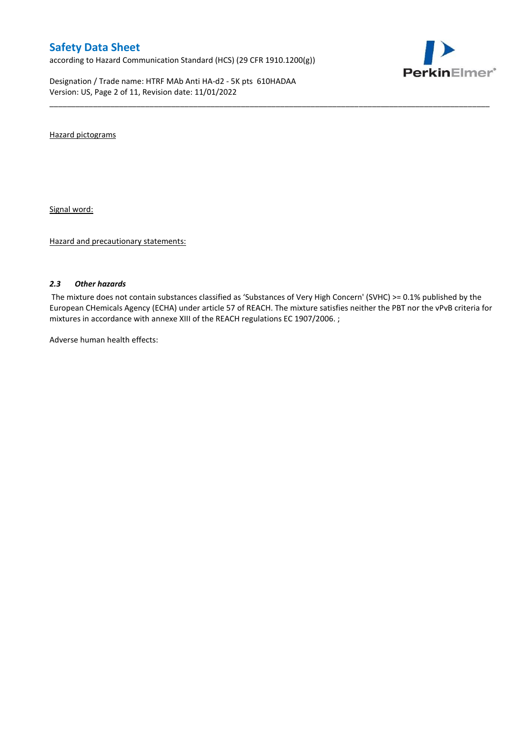Hazard pictograms

Signal word:

Hazard and precautionary statements:

### *2.3 Other hazards*

The mixture does not contain substances classified as 'Substances of Very High Concern' (SVHC) >= 0.1% published by the European CHemicals Agency (ECHA) under article 57 of REACH. The mixture satisfies neither the PBT nor the vPvB criteria for mixtures in accordance with annexe XIII of the REACH regulations EC 1907/2006. ;

Adverse human health effects: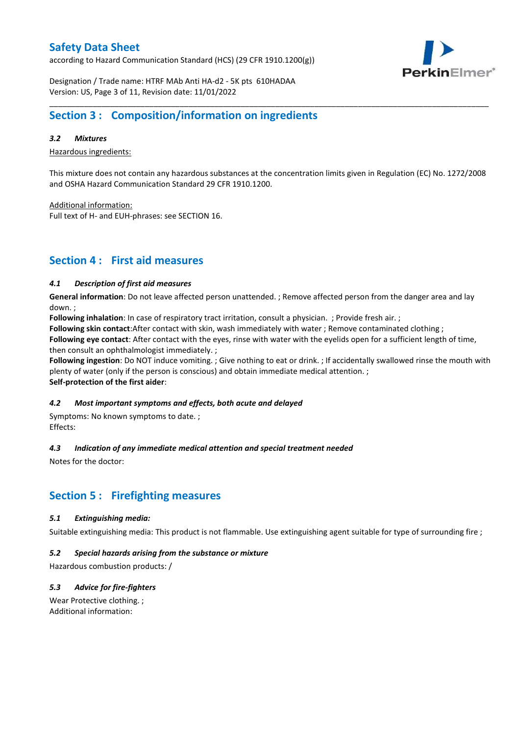## Section 3 : Composition/information on ingredients

### *3.2 Mixtures*

Hazardous ingredients:

This mixture does not contain any hazardous substances at the concentration limits given in Regulation (EC) No. 1272/2008 and OSHA Hazard Communication Standard 29 CFR 1910.1200.

Additional information:
Full text of H- and EUH-phrases: see SECTION 16.

## Section 4 : First aid measures

### *4.1 Description of first aid measures*

**General information**: Do not leave affected person unattended. ; Remove affected person from the danger area and lay down. ;
**Following inhalation**: In case of respiratory tract irritation, consult a physician. ; Provide fresh air. ;
**Following skin contact**:After contact with skin, wash immediately with water ; Remove contaminated clothing ;
**Following eye contact**: After contact with the eyes, rinse with water with the eyelids open for a sufficient length of time, then consult an ophthalmologist immediately. ;
**Following ingestion**: Do NOT induce vomiting. ; Give nothing to eat or drink. ; If accidentally swallowed rinse the mouth with plenty of water (only if the person is conscious) and obtain immediate medical attention. ;
**Self-protection of the first aider**:

### *4.2 Most important symptoms and effects, both acute and delayed*

Symptoms: No known symptoms to date. ;
Effects:

### *4.3 Indication of any immediate medical attention and special treatment needed*

Notes for the doctor:

## Section 5 : Firefighting measures

### *5.1 Extinguishing media:*

Suitable extinguishing media: This product is not flammable. Use extinguishing agent suitable for type of surrounding fire ;

### *5.2 Special hazards arising from the substance or mixture*

Hazardous combustion products: /

### *5.3 Advice for fire-fighters*

Wear Protective clothing. ;
Additional information: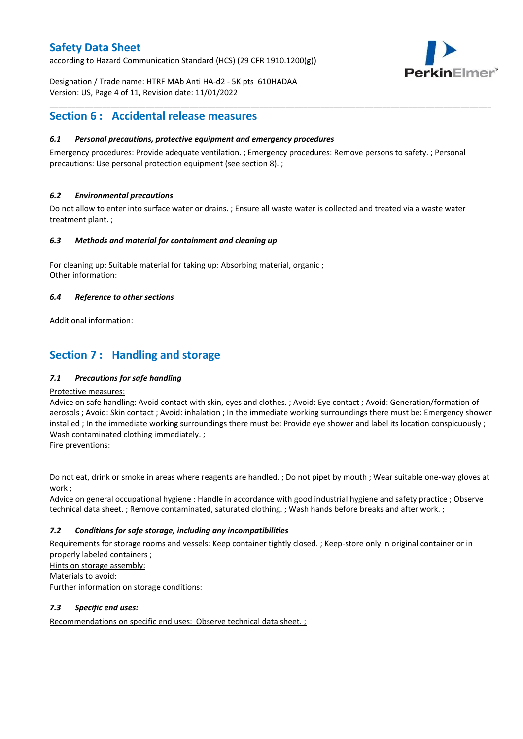## Section 6 : Accidental release measures

#### *6.1 Personal precautions, protective equipment and emergency procedures*

Emergency procedures: Provide adequate ventilation. ; Emergency procedures: Remove persons to safety. ; Personal precautions: Use personal protection equipment (see section 8). ;

#### *6.2 Environmental precautions*

Do not allow to enter into surface water or drains. ; Ensure all waste water is collected and treated via a waste water treatment plant. ;

#### *6.3 Methods and material for containment and cleaning up*

For cleaning up: Suitable material for taking up: Absorbing material, organic ;
Other information:

#### *6.4 Reference to other sections*

Additional information:

## Section 7 : Handling and storage

#### *7.1 Precautions for safe handling*

Protective measures:
Advice on safe handling: Avoid contact with skin, eyes and clothes. ; Avoid: Eye contact ; Avoid: Generation/formation of aerosols ; Avoid: Skin contact ; Avoid: inhalation ; In the immediate working surroundings there must be: Emergency shower installed ; In the immediate working surroundings there must be: Provide eye shower and label its location conspicuously ; Wash contaminated clothing immediately. ;
Fire preventions:

Do not eat, drink or smoke in areas where reagents are handled. ; Do not pipet by mouth ; Wear suitable one-way gloves at work ;
Advice on general occupational hygiene : Handle in accordance with good industrial hygiene and safety practice ; Observe technical data sheet. ; Remove contaminated, saturated clothing. ; Wash hands before breaks and after work. ;

#### *7.2 Conditions for safe storage, including any incompatibilities*

Requirements for storage rooms and vessels: Keep container tightly closed. ; Keep-store only in original container or in properly labeled containers ;
Hints on storage assembly:
Materials to avoid:
Further information on storage conditions:

#### *7.3 Specific end uses:*

Recommendations on specific end uses: Observe technical data sheet. ;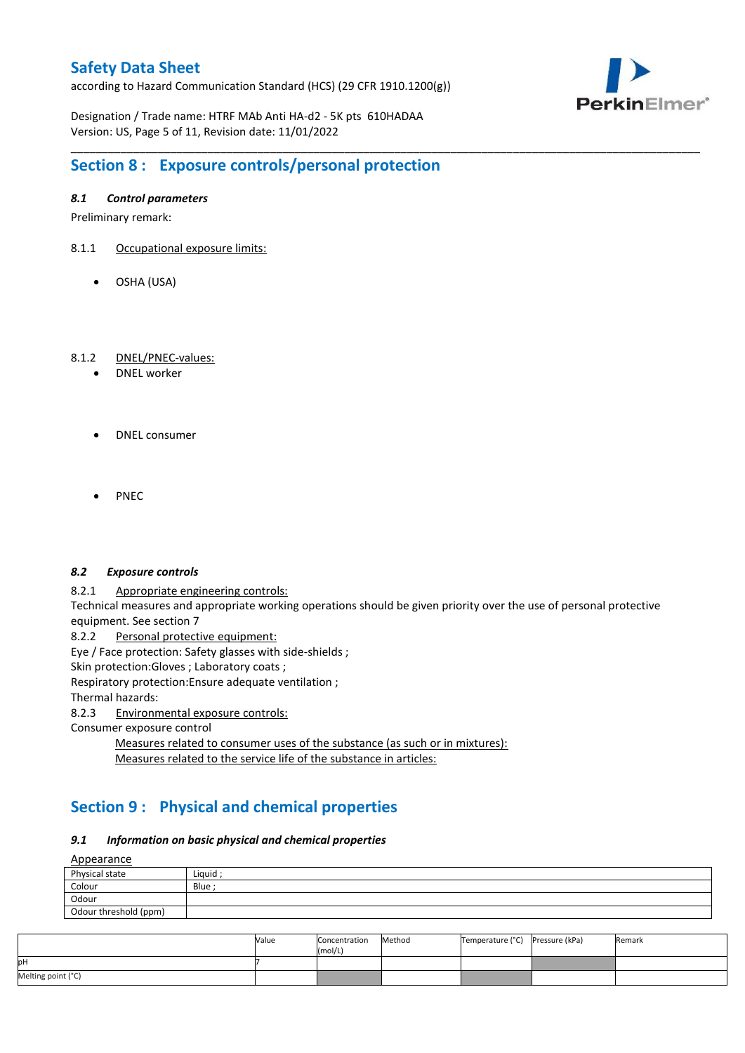## Section 8 : Exposure controls/personal protection

### *8.1 Control parameters*

Preliminary remark:

8.1.1 Occupational exposure limits:

- OSHA (USA)

8.1.2 DNEL/PNEC-values:

- DNEL worker

- DNEL consumer

- PNEC

### *8.2 Exposure controls*

8.2.1 Appropriate engineering controls:

Technical measures and appropriate working operations should be given priority over the use of personal protective equipment. See section 7

8.2.2 Personal protective equipment:

Eye / Face protection: Safety glasses with side-shields ;
Skin protection:Gloves ; Laboratory coats ;
Respiratory protection:Ensure adequate ventilation ;
Thermal hazards:

8.2.3 Environmental exposure controls:

Consumer exposure control

Measures related to consumer uses of the substance (as such or in mixtures):
Measures related to the service life of the substance in articles:

## Section 9 : Physical and chemical properties

### *9.1 Information on basic physical and chemical properties*

Appearance

| | |
|---|---|
| Physical state | Liquid ; |
| Colour | Blue ; |
| Odour | |
| Odour threshold (ppm) | |

| | Value | Concentration (mol/L) | Method | Temperature (°C) | Pressure (kPa) | Remark |
|---|---|---|---|---|---|---|
| pH | 7 | | | | | |
| Melting point (°C) | | | | | | |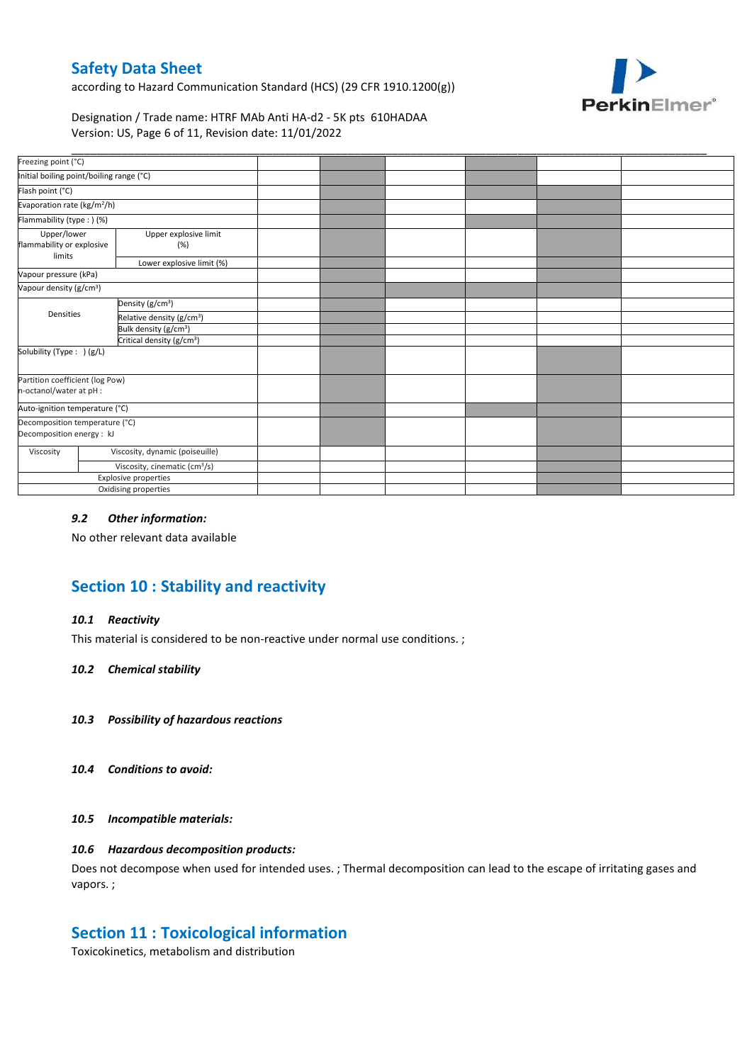| | | | | | | | |
|---|---|---|---|---|---|---|---|
| Freezing point (°C) | | | | | | | |
| Initial boiling point/boiling range (°C) | | | | | | | |
| Flash point (°C) | | | | | | | |
| Evaporation rate (kg/m²/h) | | | | | | | |
| Flammability (type : ) (%) | | | | | | | |
| Upper/lower flammability or explosive limits | Upper explosive limit (%) | | | | | | |
| | Lower explosive limit (%) | | | | | | |
| Vapour pressure (kPa) | | | | | | | |
| Vapour density (g/cm³) | | | | | | | |
| Densities | Density (g/cm³) | | | | | | |
| | Relative density (g/cm³) | | | | | | |
| | Bulk density (g/cm³) | | | | | | |
| | Critical density (g/cm³) | | | | | | |
| Solubility (Type : ) (g/L) | | | | | | | |
| Partition coefficient (log Pow) n-octanol/water at pH : | | | | | | | |
| Auto-ignition temperature (°C) | | | | | | | |
| Decomposition temperature (°C) Decomposition energy : kJ | | | | | | | |
| Viscosity | Viscosity, dynamic (poiseuille) | | | | | | |
| | Viscosity, cinematic (cm³/s) | | | | | | |
| Explosive properties | | | | | | | |
| Oxidising properties | | | | | | | |

### 9.2 *Other information:*

No other relevant data available

## Section 10 : Stability and reactivity

### 10.1 *Reactivity*

This material is considered to be non-reactive under normal use conditions. ;

### 10.2 *Chemical stability*

### 10.3 *Possibility of hazardous reactions*

### 10.4 *Conditions to avoid:*

### 10.5 *Incompatible materials:*

### 10.6 *Hazardous decomposition products:*

Does not decompose when used for intended uses. ; Thermal decomposition can lead to the escape of irritating gases and vapors. ;

## Section 11 : Toxicological information

Toxicokinetics, metabolism and distribution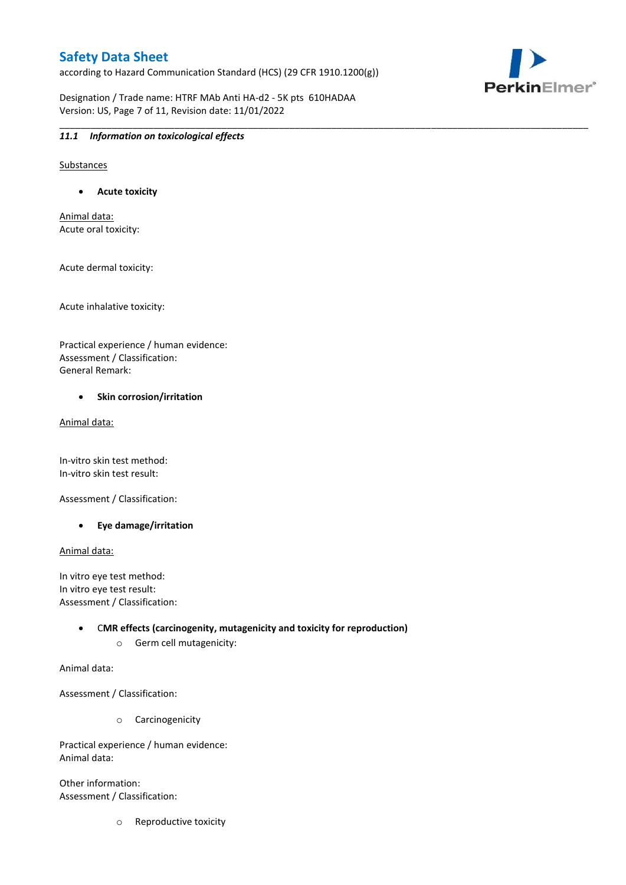### 11.1 *Information on toxicological effects*

Substances

- **Acute toxicity**

Animal data:
Acute oral toxicity:

Acute dermal toxicity:

Acute inhalative toxicity:

Practical experience / human evidence:
Assessment / Classification:
General Remark:

- **Skin corrosion/irritation**

Animal data:

In-vitro skin test method:
In-vitro skin test result:

Assessment / Classification:

- **Eye damage/irritation**

Animal data:

In vitro eye test method:
In vitro eye test result:
Assessment / Classification:

- **CMR effects (carcinogenity, mutagenicity and toxicity for reproduction)**
    - Germ cell mutagenicity:

Animal data:

Assessment / Classification:

- Carcinogenicity

Practical experience / human evidence:
Animal data:

Other information:
Assessment / Classification:

- Reproductive toxicity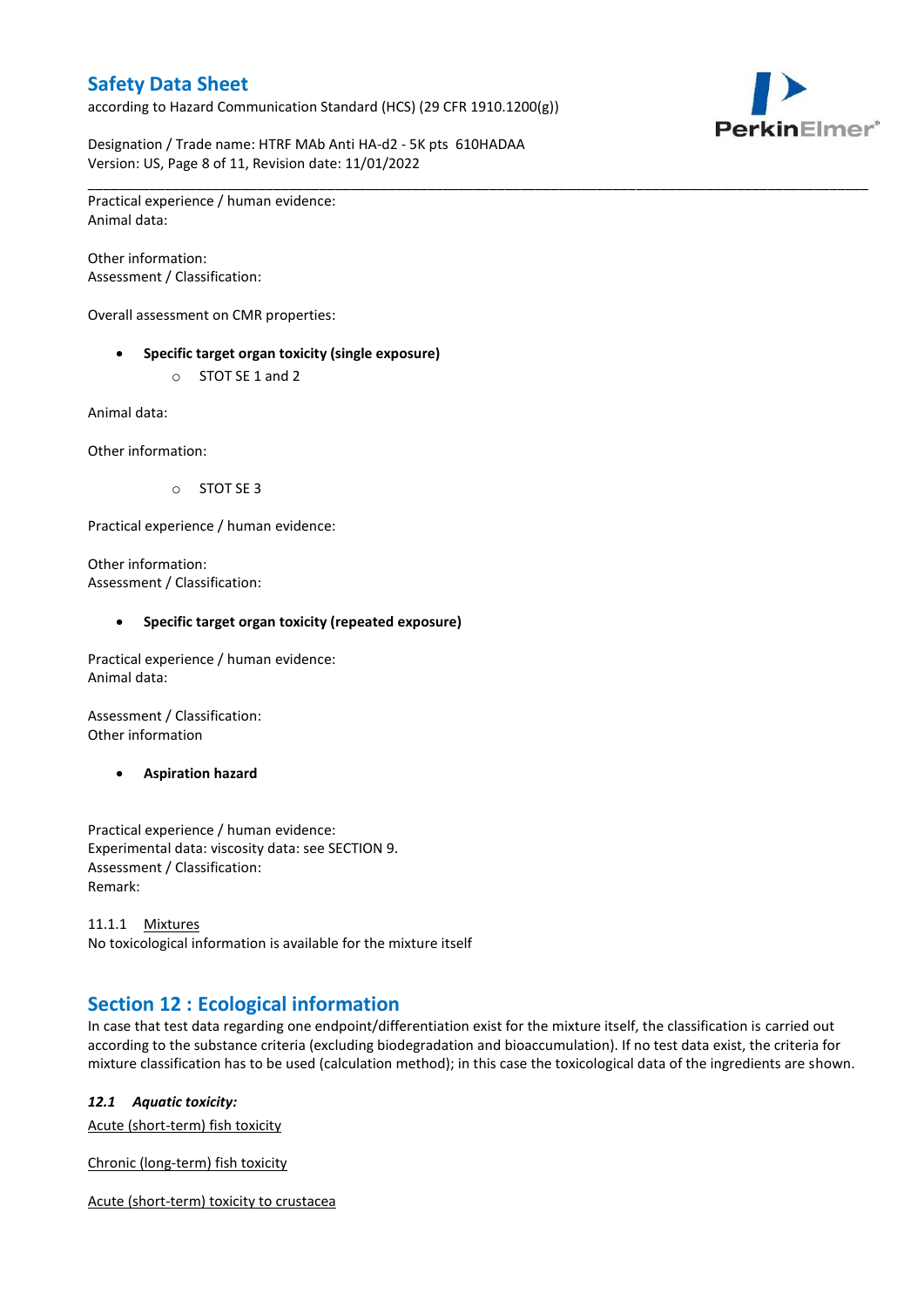Practical experience / human evidence:
Animal data:

Other information:
Assessment / Classification:

Overall assessment on CMR properties:

- **Specific target organ toxicity (single exposure)**
    - STOT SE 1 and 2

Animal data:

Other information:

- STOT SE 3

Practical experience / human evidence:

Other information:
Assessment / Classification:

- **Specific target organ toxicity (repeated exposure)**

Practical experience / human evidence:
Animal data:

Assessment / Classification:
Other information

- **Aspiration hazard**

Practical experience / human evidence:
Experimental data: viscosity data: see SECTION 9.
Assessment / Classification:
Remark:

11.1.1 Mixtures
No toxicological information is available for the mixture itself

## Section 12 : Ecological information

In case that test data regarding one endpoint/differentiation exist for the mixture itself, the classification is carried out according to the substance criteria (excluding biodegradation and bioaccumulation). If no test data exist, the criteria for mixture classification has to be used (calculation method); in this case the toxicological data of the ingredients are shown.

### *12.1 Aquatic toxicity:*

Acute (short-term) fish toxicity

Chronic (long-term) fish toxicity

Acute (short-term) toxicity to crustacea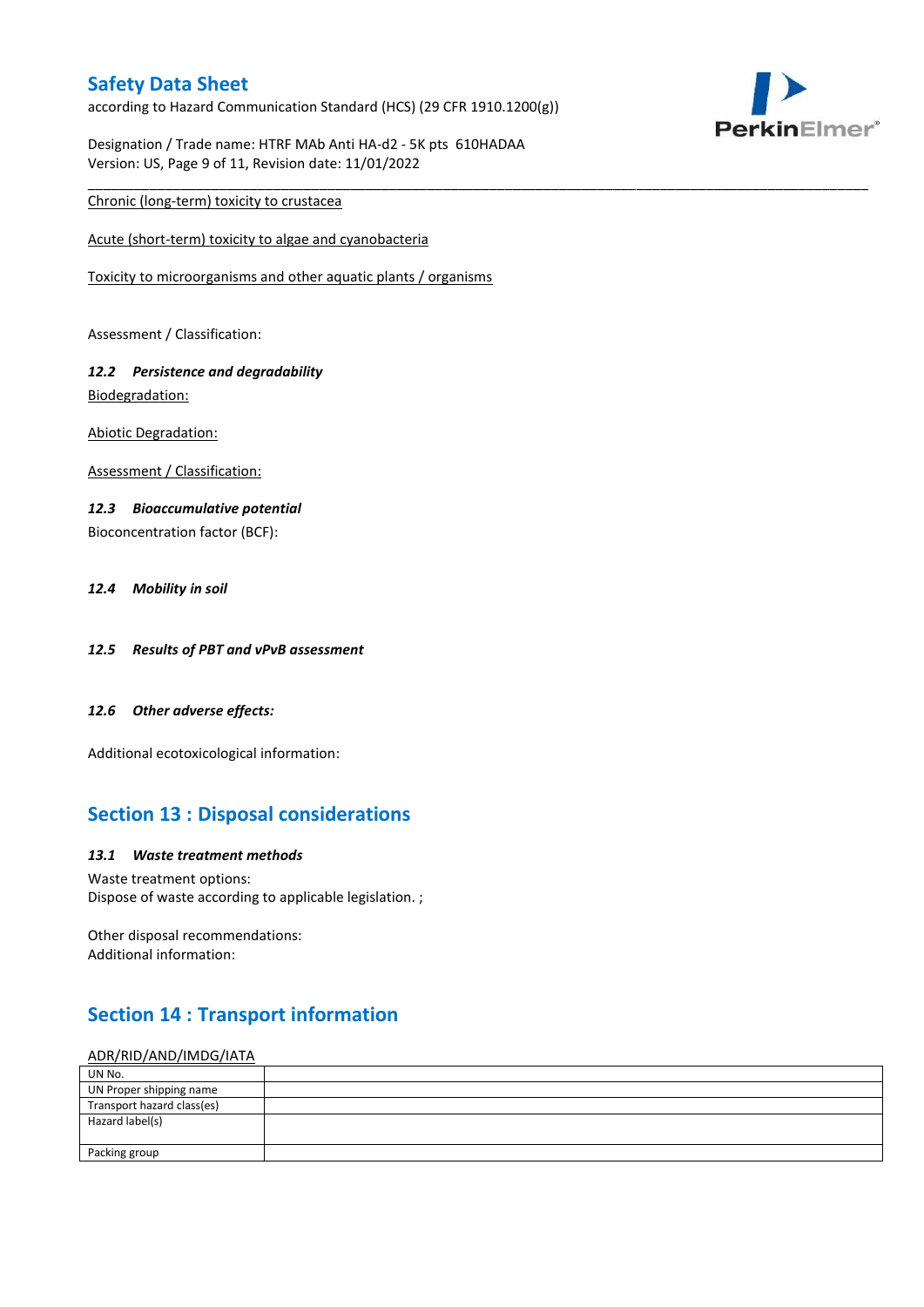Chronic (long-term) toxicity to crustacea

Acute (short-term) toxicity to algae and cyanobacteria

Toxicity to microorganisms and other aquatic plants / organisms

Assessment / Classification:

### *12.2 Persistence and degradability*

Biodegradation:

Abiotic Degradation:

Assessment / Classification:

### *12.3 Bioaccumulative potential*

Bioconcentration factor (BCF):

### *12.4 Mobility in soil*

### *12.5 Results of PBT and vPvB assessment*

### *12.6 Other adverse effects:*

Additional ecotoxicological information:

## Section 13 : Disposal considerations

### *13.1 Waste treatment methods*

Waste treatment options:
Dispose of waste according to applicable legislation. ;

Other disposal recommendations:
Additional information:

## Section 14 : Transport information

ADR/RID/AND/IMDG/IATA

| UN No. | |
|---|---|
| UN Proper shipping name | |
| Transport hazard class(es) | |
| Hazard label(s) | |
| Packing group | |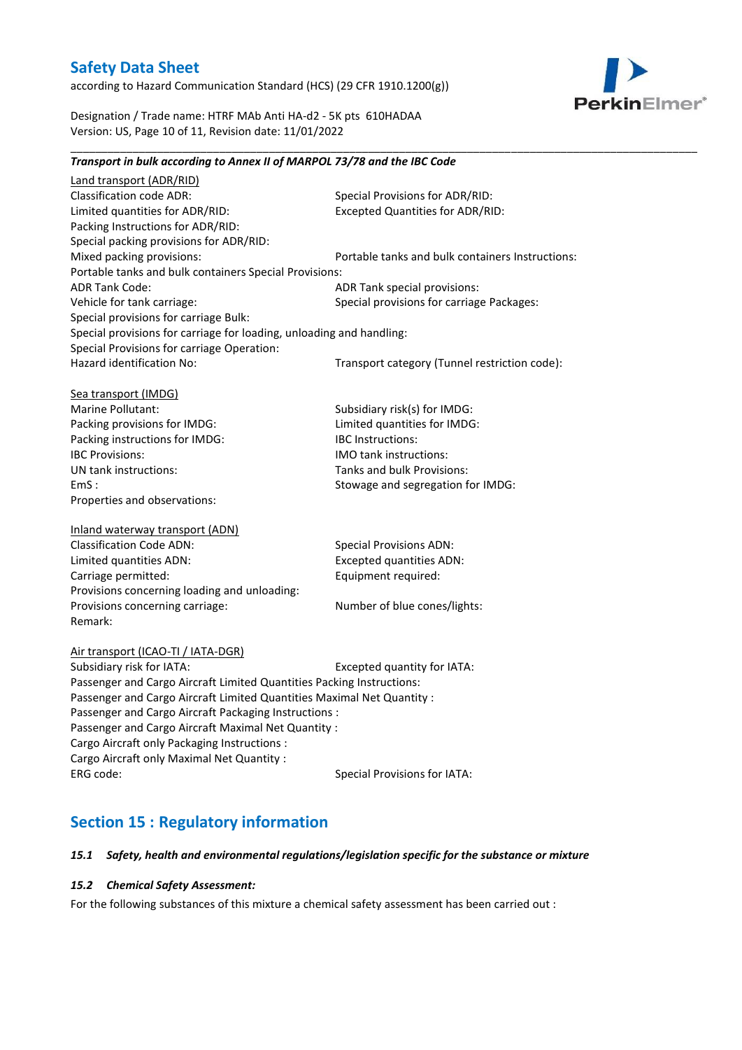***Transport in bulk according to Annex II of MARPOL 73/78 and the IBC Code***

Land transport (ADR/RID)

Classification code ADR:
Special Provisions for ADR/RID:
Limited quantities for ADR/RID:
Excepted Quantities for ADR/RID:
Packing Instructions for ADR/RID:
Special packing provisions for ADR/RID:
Mixed packing provisions:
Portable tanks and bulk containers Instructions:
Portable tanks and bulk containers Special Provisions:
ADR Tank Code:
ADR Tank special provisions:
Vehicle for tank carriage:
Special provisions for carriage Packages:
Special provisions for carriage Bulk:
Special provisions for carriage for loading, unloading and handling:
Special Provisions for carriage Operation:
Hazard identification No:
Transport category (Tunnel restriction code):

Sea transport (IMDG)

Marine Pollutant:
Subsidiary risk(s) for IMDG:
Packing provisions for IMDG:
Limited quantities for IMDG:
Packing instructions for IMDG:
IBC Instructions:
IBC Provisions:
IMO tank instructions:
UN tank instructions:
Tanks and bulk Provisions:
EmS :
Stowage and segregation for IMDG:
Properties and observations:

Inland waterway transport (ADN)

Classification Code ADN:
Special Provisions ADN:
Limited quantities ADN:
Excepted quantities ADN:
Carriage permitted:
Equipment required:
Provisions concerning loading and unloading:
Provisions concerning carriage:
Number of blue cones/lights:
Remark:

Air transport (ICAO-TI / IATA-DGR)

Subsidiary risk for IATA:
Excepted quantity for IATA:
Passenger and Cargo Aircraft Limited Quantities Packing Instructions:
Passenger and Cargo Aircraft Limited Quantities Maximal Net Quantity :
Passenger and Cargo Aircraft Packaging Instructions :
Passenger and Cargo Aircraft Maximal Net Quantity :
Cargo Aircraft only Packaging Instructions :
Cargo Aircraft only Maximal Net Quantity :
ERG code:
Special Provisions for IATA:

## Section 15 : Regulatory information

### *15.1 Safety, health and environmental regulations/legislation specific for the substance or mixture*

### *15.2 Chemical Safety Assessment:*

For the following substances of this mixture a chemical safety assessment has been carried out :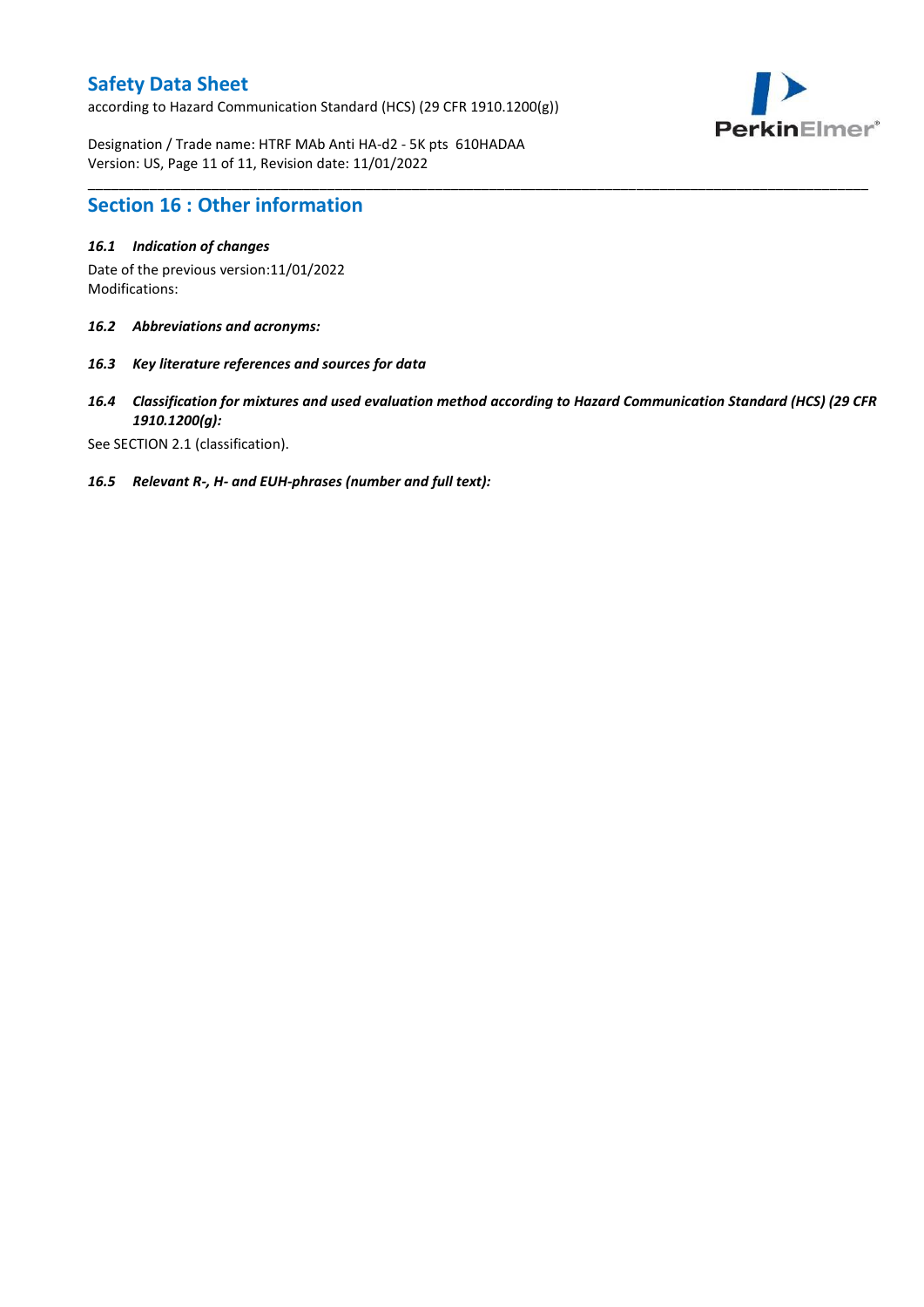## Section 16 : Other information

### *16.1 Indication of changes*

Date of the previous version:11/01/2022

Modifications:

### *16.2 Abbreviations and acronyms:*

### *16.3 Key literature references and sources for data*

### *16.4 Classification for mixtures and used evaluation method according to Hazard Communication Standard (HCS) (29 CFR 1910.1200(g):*

See SECTION 2.1 (classification).

### *16.5 Relevant R-, H- and EUH-phrases (number and full text):*